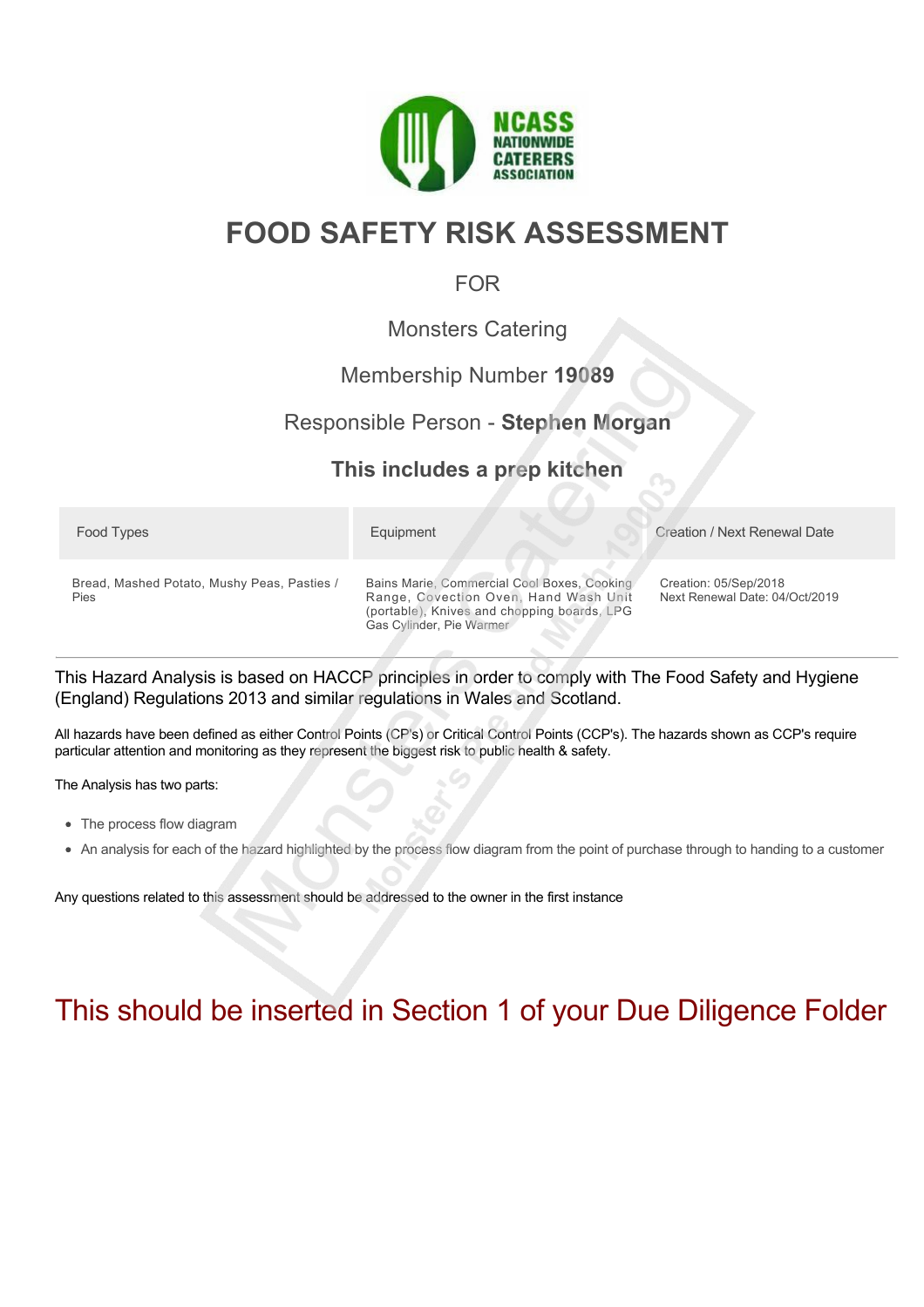NCASS NATIONWIDE CATERERS ASSOCIATION

# FOOD SAFETY RISK ASSESSMENT

FOR

Monsters Catering

Membership Number **19089**

Responsible Person - **Stephen Morgan**

**This includes a prep kitchen**

| Food Types | Equipment | Creation / Next Renewal Date |
| --- | --- | --- |
| Bread, Mashed Potato, Mushy Peas, Pasties / Pies | Bains Marie, Commercial Cool Boxes, Cooking Range, Covection Oven, Hand Wash Unit (portable), Knives and chopping boards, LPG Gas Cylinder, Pie Warmer | Creation: 05/Sep/2018<br>Next Renewal Date: 04/Oct/2019 |

This Hazard Analysis is based on HACCP principles in order to comply with The Food Safety and Hygiene (England) Regulations 2013 and similar regulations in Wales and Scotland.

All hazards have been defined as either Control Points (CP's) or Critical Control Points (CCP's). The hazards shown as CCP's require particular attention and monitoring as they represent the biggest risk to public health & safety.

The Analysis has two parts:

- The process flow diagram
- An analysis for each of the hazard highlighted by the process flow diagram from the point of purchase through to handing to a customer

Any questions related to this assessment should be addressed to the owner in the first instance

## This should be inserted in Section 1 of your Due Diligence Folder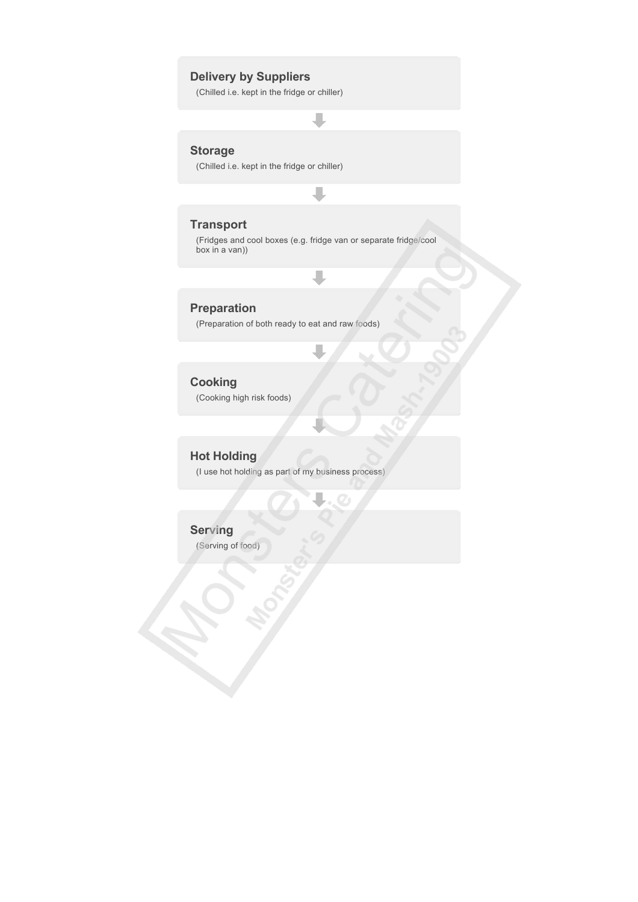**Delivery by Suppliers**

(Chilled i.e. kept in the fridge or chiller)

↓

**Storage**

(Chilled i.e. kept in the fridge or chiller)

↓

**Transport**

(Fridges and cool boxes (e.g. fridge van or separate fridge/cool box in a van))

↓

**Preparation**

(Preparation of both ready to eat and raw foods)

↓

**Cooking**

(Cooking high risk foods)

↓

**Hot Holding**

(I use hot holding as part of my business process)

↓

**Serving**

(Serving of food)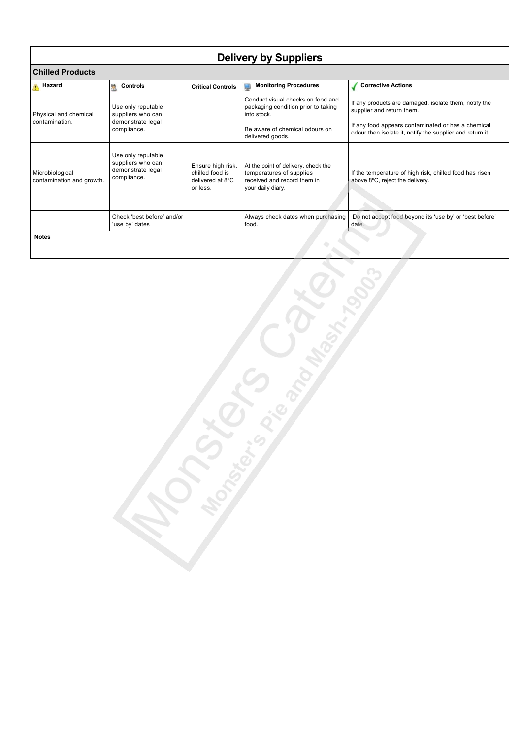# Delivery by Suppliers

## Chilled Products

| Hazard | Controls | Critical Controls | Monitoring Procedures | Corrective Actions |
|---|---|---|---|---|
| Physical and chemical contamination. | Use only reputable suppliers who can demonstrate legal compliance. | | Conduct visual checks on food and packaging condition prior to taking into stock.<br><br>Be aware of chemical odours on delivered goods. | If any products are damaged, isolate them, notify the supplier and return them.<br><br>If any food appears contaminated or has a chemical odour then isolate it, notify the supplier and return it. |
| Microbiological contamination and growth. | Use only reputable suppliers who can demonstrate legal compliance. | Ensure high risk, chilled food is delivered at 8ºC or less. | At the point of delivery, check the temperatures of supplies received and record them in your daily diary. | If the temperature of high risk, chilled food has risen above 8ºC, reject the delivery. |
| | Check 'best before' and/or 'use by' dates | | Always check dates when purchasing food. | Do not accept food beyond its 'use by' or 'best before' date. |

**Notes**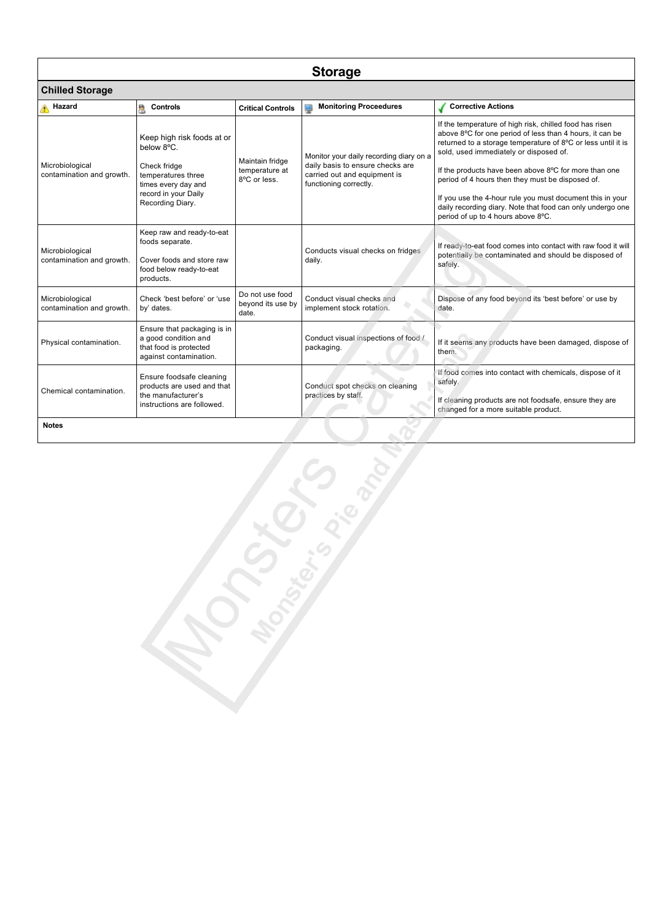# Storage

## Chilled Storage

| Hazard | Controls | Critical Controls | Monitoring Proceedures | Corrective Actions |
|---|---|---|---|---|
| Microbiological contamination and growth. | Keep high risk foods at or below 8ºC.<br><br>Check fridge temperatures three times every day and record in your Daily Recording Diary. | Maintain fridge temperature at 8ºC or less. | Monitor your daily recording diary on a daily basis to ensure checks are carried out and equipment is functioning correctly. | If the temperature of high risk, chilled food has risen above 8ºC for one period of less than 4 hours, it can be returned to a storage temperature of 8ºC or less until it is sold, used immediately or disposed of.<br><br>If the products have been above 8ºC for more than one period of 4 hours then they must be disposed of.<br><br>If you use the 4-hour rule you must document this in your daily recording diary. Note that food can only undergo one period of up to 4 hours above 8ºC. |
| Microbiological contamination and growth. | Keep raw and ready-to-eat foods separate.<br><br>Cover foods and store raw food below ready-to-eat products. | | Conducts visual checks on fridges daily. | If ready-to-eat food comes into contact with raw food it will potentially be contaminated and should be disposed of safely. |
| Microbiological contamination and growth. | Check 'best before' or 'use by' dates. | Do not use food beyond its use by date. | Conduct visual checks and implement stock rotation. | Dispose of any food beyond its 'best before' or use by date. |
| Physical contamination. | Ensure that packaging is in a good condition and that food is protected against contamination. | | Conduct visual inspections of food / packaging. | If it seems any products have been damaged, dispose of them. |
| Chemical contamination. | Ensure foodsafe cleaning products are used and that the manufacturer's instructions are followed. | | Conduct spot checks on cleaning practices by staff. | If food comes into contact with chemicals, dispose of it safely.<br><br>If cleaning products are not foodsafe, ensure they are changed for a more suitable product. |

**Notes**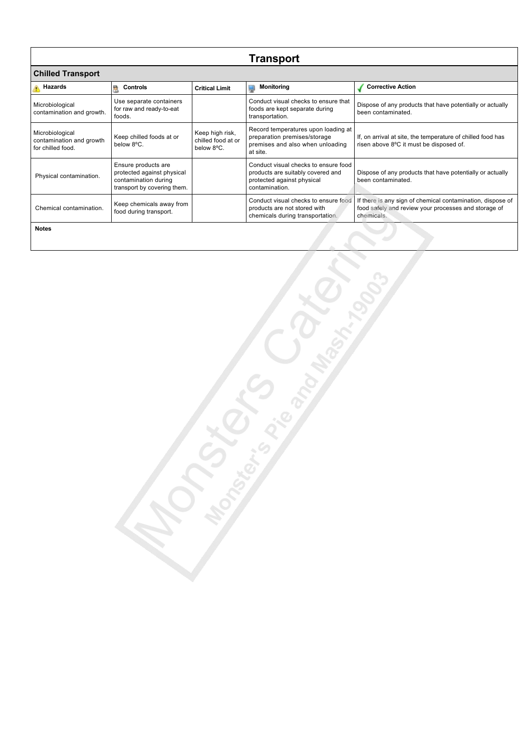# Transport

## Chilled Transport

| Hazards | Controls | Critical Limit | Monitoring | Corrective Action |
|---|---|---|---|---|
| Microbiological contamination and growth. | Use separate containers for raw and ready-to-eat foods. | | Conduct visual checks to ensure that foods are kept separate during transportation. | Dispose of any products that have potentially or actually been contaminated. |
| Microbiological contamination and growth for chilled food. | Keep chilled foods at or below 8ºC. | Keep high risk, chilled food at or below 8ºC. | Record temperatures upon loading at preparation premises/storage premises and also when unloading at site. | If, on arrival at site, the temperature of chilled food has risen above 8ºC it must be disposed of. |
| Physical contamination. | Ensure products are protected against physical contamination during transport by covering them. | | Conduct visual checks to ensure food products are suitably covered and protected against physical contamination. | Dispose of any products that have potentially or actually been contaminated. |
| Chemical contamination. | Keep chemicals away from food during transport. | | Conduct visual checks to ensure food products are not stored with chemicals during transportation. | If there is any sign of chemical contamination, dispose of food safely and review your processes and storage of chemicals. |

**Notes**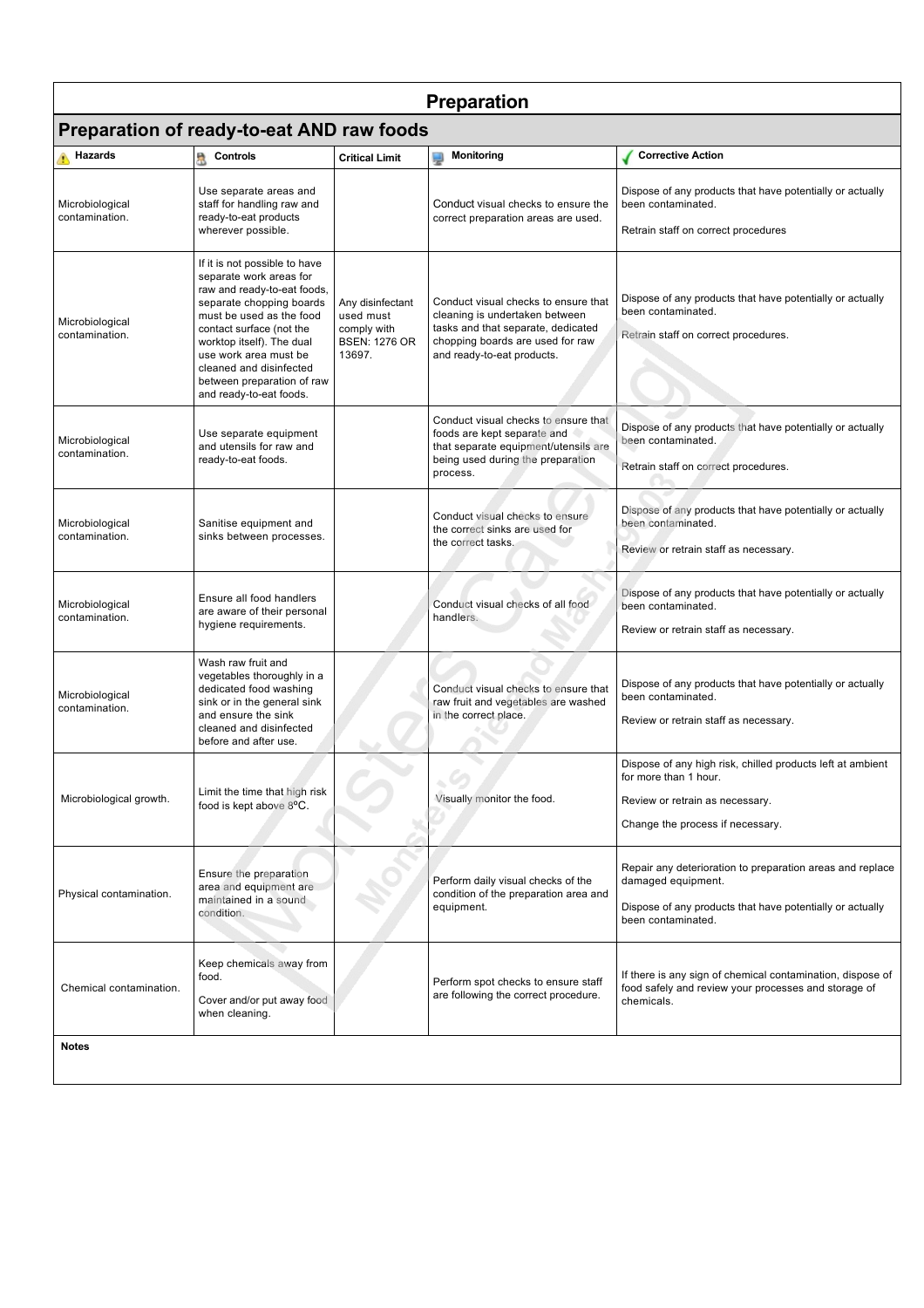# Preparation

## Preparation of ready-to-eat AND raw foods

| Hazards | Controls | Critical Limit | Monitoring | Corrective Action |
|---|---|---|---|---|
| Microbiological contamination. | Use separate areas and staff for handling raw and ready-to-eat products wherever possible. | | Conduct visual checks to ensure the correct preparation areas are used. | Dispose of any products that have potentially or actually been contaminated.<br><br>Retrain staff on correct procedures |
| Microbiological contamination. | If it is not possible to have separate work areas for raw and ready-to-eat foods, separate chopping boards must be used as the food contact surface (not the worktop itself). The dual use work area must be cleaned and disinfected between preparation of raw and ready-to-eat foods. | Any disinfectant used must comply with BSEN: 1276 OR 13697. | Conduct visual checks to ensure that cleaning is undertaken between tasks and that separate, dedicated chopping boards are used for raw and ready-to-eat products. | Dispose of any products that have potentially or actually been contaminated.<br><br>Retrain staff on correct procedures. |
| Microbiological contamination. | Use separate equipment and utensils for raw and ready-to-eat foods. | | Conduct visual checks to ensure that foods are kept separate and that separate equipment/utensils are being used during the preparation process. | Dispose of any products that have potentially or actually been contaminated.<br><br>Retrain staff on correct procedures. |
| Microbiological contamination. | Sanitise equipment and sinks between processes. | | Conduct visual checks to ensure the correct sinks are used for the correct tasks. | Dispose of any products that have potentially or actually been contaminated.<br><br>Review or retrain staff as necessary. |
| Microbiological contamination. | Ensure all food handlers are aware of their personal hygiene requirements. | | Conduct visual checks of all food handlers. | Dispose of any products that have potentially or actually been contaminated.<br><br>Review or retrain staff as necessary. |
| Microbiological contamination. | Wash raw fruit and vegetables thoroughly in a dedicated food washing sink or in the general sink and ensure the sink cleaned and disinfected before and after use. | | Conduct visual checks to ensure that raw fruit and vegetables are washed in the correct place. | Dispose of any products that have potentially or actually been contaminated.<br><br>Review or retrain staff as necessary. |
| Microbiological growth. | Limit the time that high risk food is kept above 8ºC. | | Visually monitor the food. | Dispose of any high risk, chilled products left at ambient for more than 1 hour.<br><br>Review or retrain as necessary.<br><br>Change the process if necessary. |
| Physical contamination. | Ensure the preparation area and equipment are maintained in a sound condition. | | Perform daily visual checks of the condition of the preparation area and equipment. | Repair any deterioration to preparation areas and replace damaged equipment.<br><br>Dispose of any products that have potentially or actually been contaminated. |
| Chemical contamination. | Keep chemicals away from food.<br><br>Cover and/or put away food when cleaning. | | Perform spot checks to ensure staff are following the correct procedure. | If there is any sign of chemical contamination, dispose of food safely and review your processes and storage of chemicals. |

**Notes**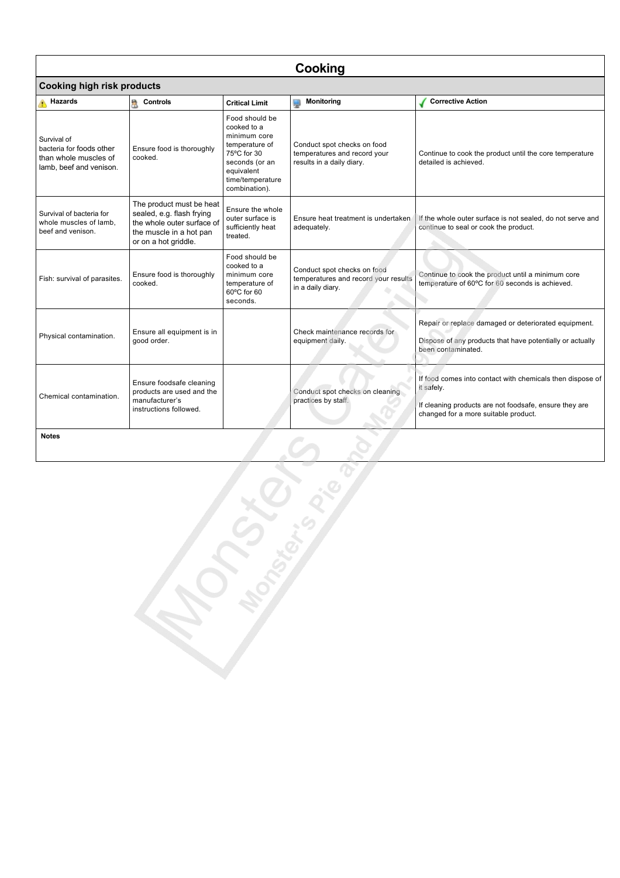# Cooking

## Cooking high risk products

| Hazards | Controls | Critical Limit | Monitoring | Corrective Action |
|---|---|---|---|---|
| Survival of bacteria for foods other than whole muscles of lamb, beef and venison. | Ensure food is thoroughly cooked. | Food should be cooked to a minimum core temperature of 75ºC for 30 seconds (or an equivalent time/temperature combination). | Conduct spot checks on food temperatures and record your results in a daily diary. | Continue to cook the product until the core temperature detailed is achieved. |
| Survival of bacteria for whole muscles of lamb, beef and venison. | The product must be heat sealed, e.g. flash frying the whole outer surface of the muscle in a hot pan or on a hot griddle. | Ensure the whole outer surface is sufficiently heat treated. | Ensure heat treatment is undertaken adequately. | If the whole outer surface is not sealed, do not serve and continue to seal or cook the product. |
| Fish: survival of parasites. | Ensure food is thoroughly cooked. | Food should be cooked to a minimum core temperature of 60ºC for 60 seconds. | Conduct spot checks on food temperatures and record your results in a daily diary. | Continue to cook the product until a minimum core temperature of 60ºC for 60 seconds is achieved. |
| Physical contamination. | Ensure all equipment is in good order. | | Check maintenance records for equipment daily. | Repair or replace damaged or deteriorated equipment.<br><br>Dispose of any products that have potentially or actually been contaminated. |
| Chemical contamination. | Ensure foodsafe cleaning products are used and the manufacturer's instructions followed. | | Conduct spot checks on cleaning practices by staff. | If food comes into contact with chemicals then dispose of it safely.<br><br>If cleaning products are not foodsafe, ensure they are changed for a more suitable product. |

**Notes**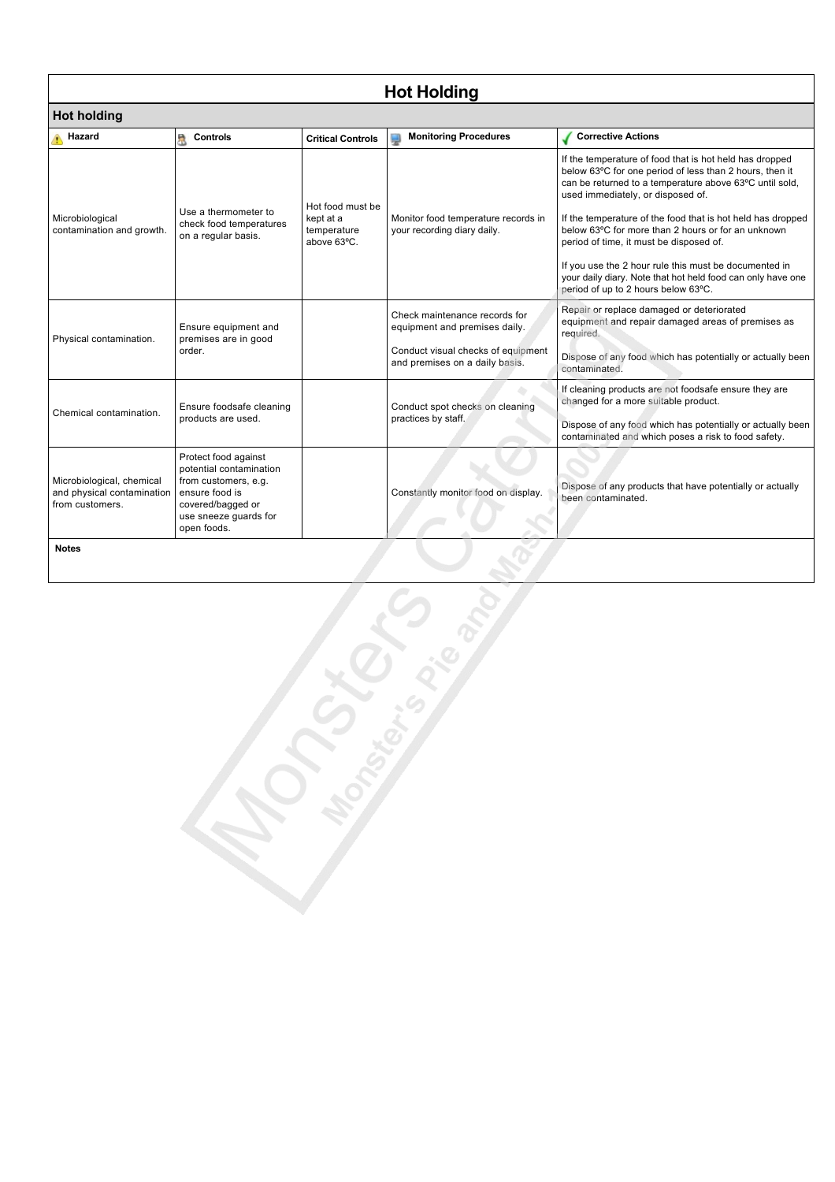# Hot Holding

## Hot holding

| Hazard | Controls | Critical Controls | Monitoring Procedures | Corrective Actions |
|---|---|---|---|---|
| Microbiological contamination and growth. | Use a thermometer to check food temperatures on a regular basis. | Hot food must be kept at a temperature above 63ºC. | Monitor food temperature records in your recording diary daily. | If the temperature of food that is hot held has dropped below 63ºC for one period of less than 2 hours, then it can be returned to a temperature above 63ºC until sold, used immediately, or disposed of.<br><br>If the temperature of the food that is hot held has dropped below 63ºC for more than 2 hours or for an unknown period of time, it must be disposed of.<br><br>If you use the 2 hour rule this must be documented in your daily diary. Note that hot held food can only have one period of up to 2 hours below 63ºC. |
| Physical contamination. | Ensure equipment and premises are in good order. | | Check maintenance records for equipment and premises daily.<br><br>Conduct visual checks of equipment and premises on a daily basis. | Repair or replace damaged or deteriorated equipment and repair damaged areas of premises as required.<br><br>Dispose of any food which has potentially or actually been contaminated. |
| Chemical contamination. | Ensure foodsafe cleaning products are used. | | Conduct spot checks on cleaning practices by staff. | If cleaning products are not foodsafe ensure they are changed for a more suitable product.<br><br>Dispose of any food which has potentially or actually been contaminated and which poses a risk to food safety. |
| Microbiological, chemical and physical contamination from customers. | Protect food against potential contamination from customers, e.g. ensure food is covered/bagged or use sneeze guards for open foods. | | Constantly monitor food on display. | Dispose of any products that have potentially or actually been contaminated. |

**Notes**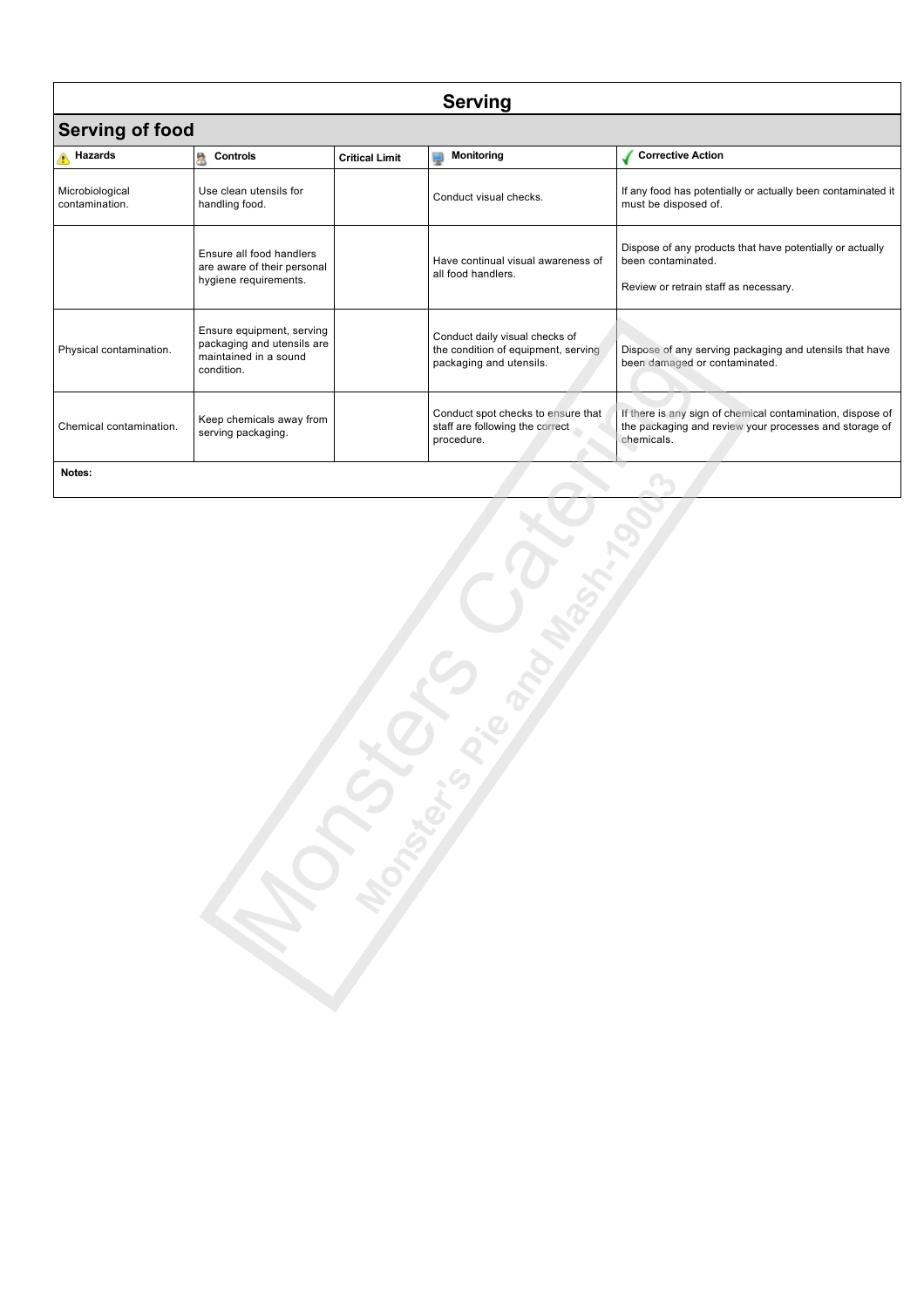# Serving

## Serving of food

| Hazards | Controls | Critical Limit | Monitoring | Corrective Action |
|---|---|---|---|---|
| Microbiological contamination. | Use clean utensils for handling food. | | Conduct visual checks. | If any food has potentially or actually been contaminated it must be disposed of. |
| | Ensure all food handlers are aware of their personal hygiene requirements. | | Have continual visual awareness of all food handlers. | Dispose of any products that have potentially or actually been contaminated.<br><br>Review or retrain staff as necessary. |
| Physical contamination. | Ensure equipment, serving packaging and utensils are maintained in a sound condition. | | Conduct daily visual checks of the condition of equipment, serving packaging and utensils. | Dispose of any serving packaging and utensils that have been damaged or contaminated. |
| Chemical contamination. | Keep chemicals away from serving packaging. | | Conduct spot checks to ensure that staff are following the correct procedure. | If there is any sign of chemical contamination, dispose of the packaging and review your processes and storage of chemicals. |

**Notes:**